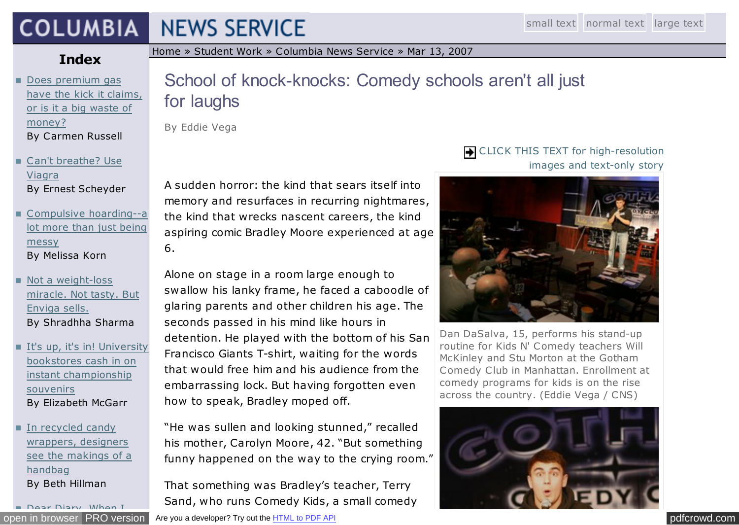# COLUMBIA NEWS SERVICE

small text | normal text | large text

Home » Student Work » Columbia News Service » Mar 13, 2007

## Index

- Does premium gas have the kick it claims, or is it a big waste of money?
  By Carmen Russell
- Can't breathe? Use Viagra
  By Ernest Scheyder
- Compulsive hoarding--a lot more than just being messy
  By Melissa Korn
- Not a weight-loss miracle. Not tasty. But Enviga sells.
  By Shradhha Sharma
- It's up, it's in! University bookstores cash in on instant championship souvenirs
  By Elizabeth McGarr
- In recycled candy wrappers, designers see the makings of a handbag
  By Beth Hillman
- Dear Diary, When I

# School of knock-knocks: Comedy schools aren't all just for laughs

By Eddie Vega

CLICK THIS TEXT for high-resolution images and text-only story

Dan DaSalva, 15, performs his stand-up routine for Kids N' Comedy teachers Will McKinley and Stu Morton at the Gotham Comedy Club in Manhattan. Enrollment at comedy programs for kids is on the rise across the country. (Eddie Vega / CNS)

A sudden horror: the kind that sears itself into memory and resurfaces in recurring nightmares, the kind that wrecks nascent careers, the kind aspiring comic Bradley Moore experienced at age 6.

Alone on stage in a room large enough to swallow his lanky frame, he faced a caboodle of glaring parents and other children his age. The seconds passed in his mind like hours in detention. He played with the bottom of his San Francisco Giants T-shirt, waiting for the words that would free him and his audience from the embarrassing lock. But having forgotten even how to speak, Bradley moped off.

"He was sullen and looking stunned," recalled his mother, Carolyn Moore, 42. "But something funny happened on the way to the crying room."

That something was Bradley's teacher, Terry Sand, who runs Comedy Kids, a small comedy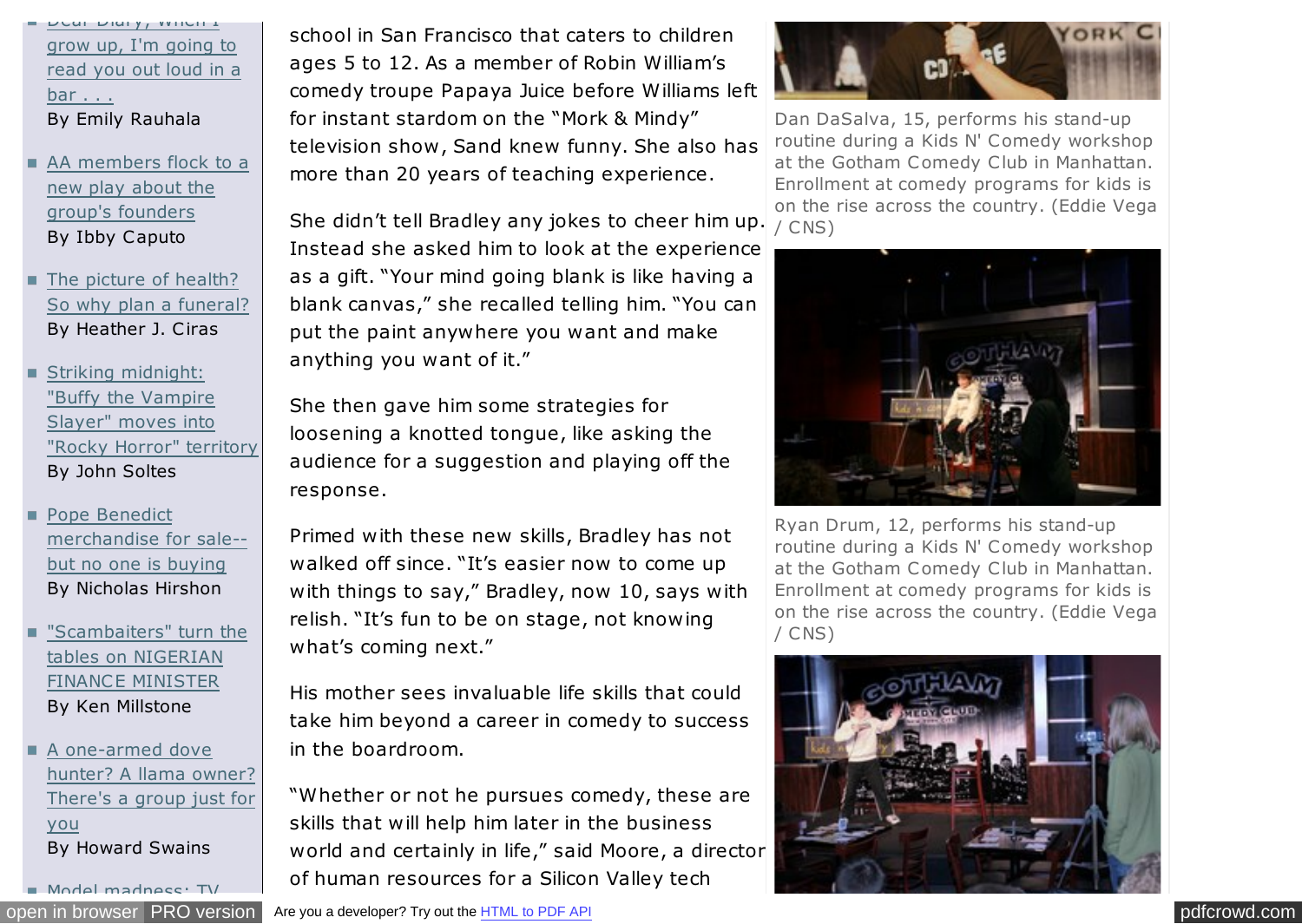- Dear Diary, when I grow up, I'm going to read you out loud in a bar . . .
  By Emily Rauhala
- AA members flock to a new play about the group's founders
  By Ibby Caputo
- The picture of health? So why plan a funeral?
  By Heather J. Ciras
- Striking midnight: "Buffy the Vampire Slayer" moves into "Rocky Horror" territory
  By John Soltes
- Pope Benedict merchandise for sale--but no one is buying
  By Nicholas Hirshon
- "Scambaiters" turn the tables on NIGERIAN FINANCE MINISTER
  By Ken Millstone
- A one-armed dove hunter? A llama owner? There's a group just for you
  By Howard Swains
- Model madness: TV

school in San Francisco that caters to children ages 5 to 12. As a member of Robin William's comedy troupe Papaya Juice before Williams left for instant stardom on the "Mork & Mindy" television show, Sand knew funny. She also has more than 20 years of teaching experience.

She didn't tell Bradley any jokes to cheer him up. Instead she asked him to look at the experience as a gift. "Your mind going blank is like having a blank canvas," she recalled telling him. "You can put the paint anywhere you want and make anything you want of it."

She then gave him some strategies for loosening a knotted tongue, like asking the audience for a suggestion and playing off the response.

Primed with these new skills, Bradley has not walked off since. "It's easier now to come up with things to say," Bradley, now 10, says with relish. "It's fun to be on stage, not knowing what's coming next."

His mother sees invaluable life skills that could take him beyond a career in comedy to success in the boardroom.

"Whether or not he pursues comedy, these are skills that will help him later in the business world and certainly in life," said Moore, a director of human resources for a Silicon Valley tech

Dan DaSalva, 15, performs his stand-up routine during a Kids N' Comedy workshop at the Gotham Comedy Club in Manhattan. Enrollment at comedy programs for kids is on the rise across the country. (Eddie Vega / CNS)

Ryan Drum, 12, performs his stand-up routine during a Kids N' Comedy workshop at the Gotham Comedy Club in Manhattan. Enrollment at comedy programs for kids is on the rise across the country. (Eddie Vega / CNS)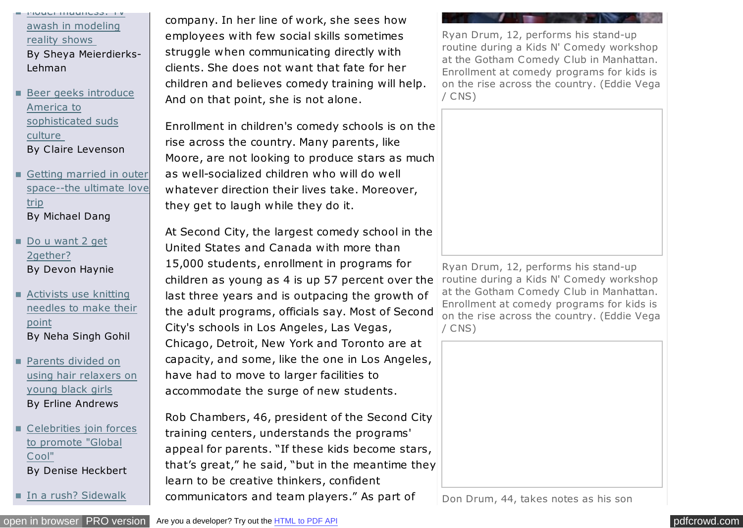- Model madness: TV awash in modeling reality shows
By Sheya Meierdierks-Lehman

- Beer geeks introduce America to sophisticated suds culture
By Claire Levenson

- Getting married in outer space--the ultimate love trip
By Michael Dang

- Do u want 2 get 2gether?
By Devon Haynie

- Activists use knitting needles to make their point
By Neha Singh Gohil

- Parents divided on using hair relaxers on young black girls
By Erline Andrews

- Celebrities join forces to promote "Global Cool"
By Denise Heckbert

- In a rush? Sidewalk

company. In her line of work, she sees how employees with few social skills sometimes struggle when communicating directly with clients. She does not want that fate for her children and believes comedy training will help. And on that point, she is not alone.

Enrollment in children's comedy schools is on the rise across the country. Many parents, like Moore, are not looking to produce stars as much as well-socialized children who will do well whatever direction their lives take. Moreover, they get to laugh while they do it.

At Second City, the largest comedy school in the United States and Canada with more than 15,000 students, enrollment in programs for children as young as 4 is up 57 percent over the last three years and is outpacing the growth of the adult programs, officials say. Most of Second City's schools in Los Angeles, Las Vegas, Chicago, Detroit, New York and Toronto are at capacity, and some, like the one in Los Angeles, have had to move to larger facilities to accommodate the surge of new students.

Rob Chambers, 46, president of the Second City training centers, understands the programs' appeal for parents. "If these kids become stars, that's great," he said, "but in the meantime they learn to be creative thinkers, confident communicators and team players." As part of

Ryan Drum, 12, performs his stand-up routine during a Kids N' Comedy workshop at the Gotham Comedy Club in Manhattan. Enrollment at comedy programs for kids is on the rise across the country. (Eddie Vega / CNS)

Ryan Drum, 12, performs his stand-up routine during a Kids N' Comedy workshop at the Gotham Comedy Club in Manhattan. Enrollment at comedy programs for kids is on the rise across the country. (Eddie Vega / CNS)

Don Drum, 44, takes notes as his son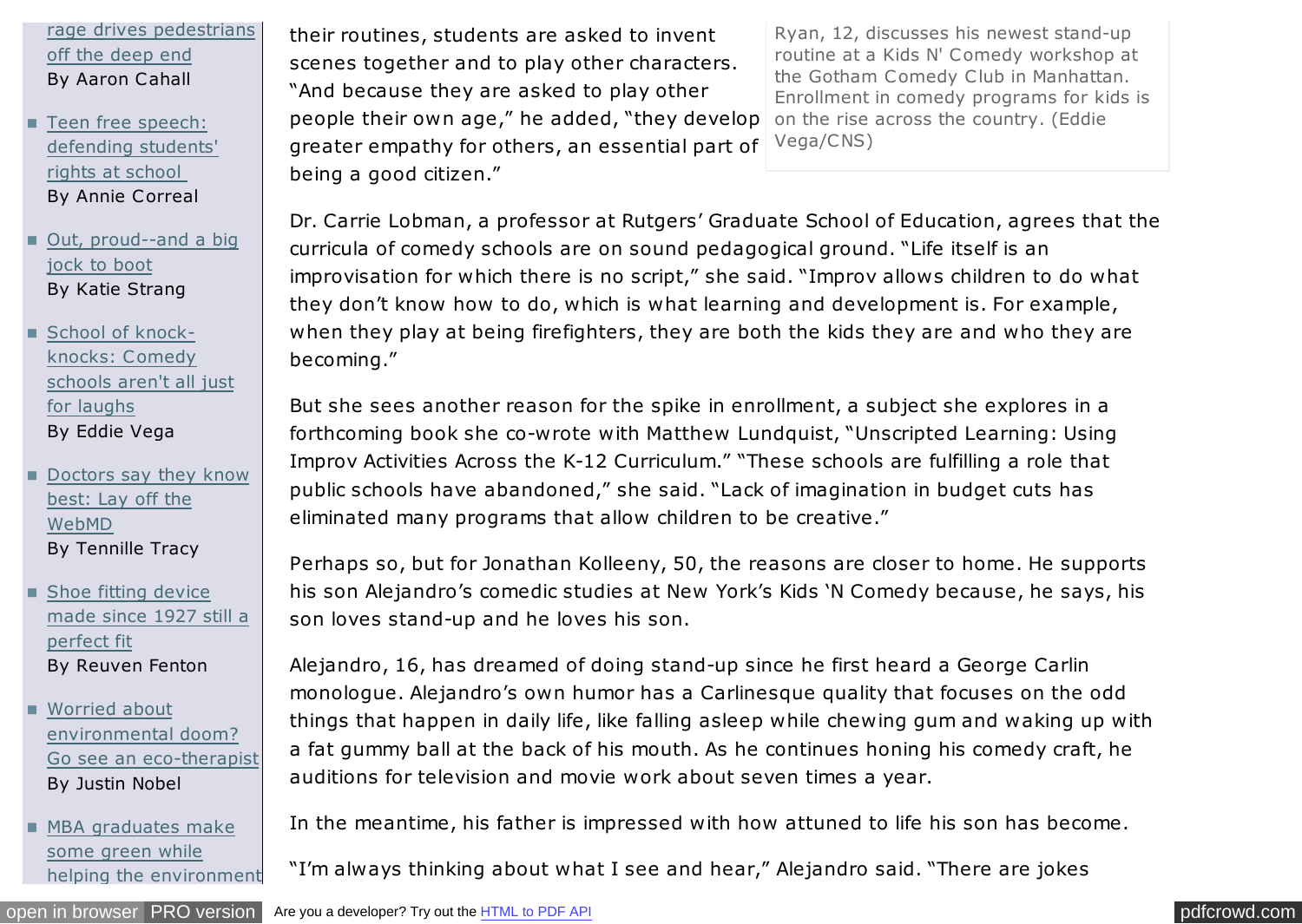- rage drives pedestrians off the deep end
  By Aaron Cahall
- Teen free speech: defending students' rights at school
  By Annie Correal
- Out, proud--and a big jock to boot
  By Katie Strang
- School of knock-knocks: Comedy schools aren't all just for laughs
  By Eddie Vega
- Doctors say they know best: Lay off the WebMD
  By Tennille Tracy
- Shoe fitting device made since 1927 still a perfect fit
  By Reuven Fenton
- Worried about environmental doom? Go see an eco-therapist
  By Justin Nobel
- MBA graduates make some green while helping the environment

their routines, students are asked to invent scenes together and to play other characters. "And because they are asked to play other people their own age," he added, "they develop greater empathy for others, an essential part of being a good citizen."

Ryan, 12, discusses his newest stand-up routine at a Kids N' Comedy workshop at the Gotham Comedy Club in Manhattan. Enrollment in comedy programs for kids is on the rise across the country. (Eddie Vega/CNS)

Dr. Carrie Lobman, a professor at Rutgers' Graduate School of Education, agrees that the curricula of comedy schools are on sound pedagogical ground. "Life itself is an improvisation for which there is no script," she said. "Improv allows children to do what they don't know how to do, which is what learning and development is. For example, when they play at being firefighters, they are both the kids they are and who they are becoming."

But she sees another reason for the spike in enrollment, a subject she explores in a forthcoming book she co-wrote with Matthew Lundquist, "Unscripted Learning: Using Improv Activities Across the K-12 Curriculum." "These schools are fulfilling a role that public schools have abandoned," she said. "Lack of imagination in budget cuts has eliminated many programs that allow children to be creative."

Perhaps so, but for Jonathan Kolleeny, 50, the reasons are closer to home. He supports his son Alejandro's comedic studies at New York's Kids 'N Comedy because, he says, his son loves stand-up and he loves his son.

Alejandro, 16, has dreamed of doing stand-up since he first heard a George Carlin monologue. Alejandro's own humor has a Carlinesque quality that focuses on the odd things that happen in daily life, like falling asleep while chewing gum and waking up with a fat gummy ball at the back of his mouth. As he continues honing his comedy craft, he auditions for television and movie work about seven times a year.

In the meantime, his father is impressed with how attuned to life his son has become.

"I'm always thinking about what I see and hear," Alejandro said. "There are jokes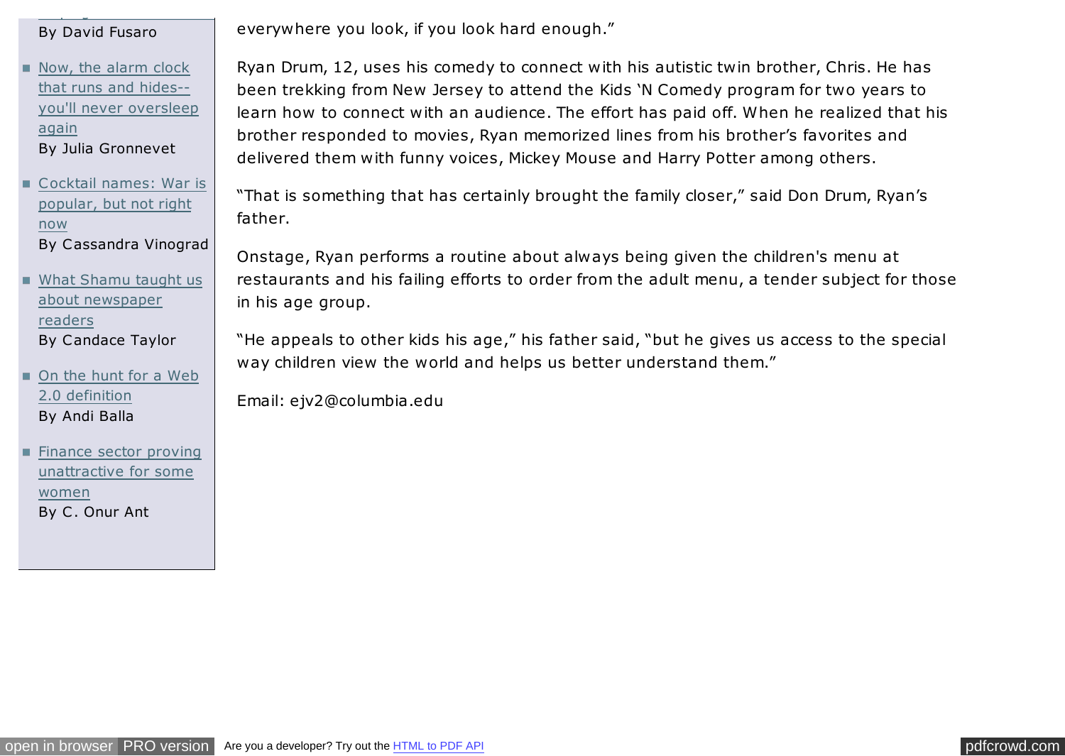By David Fusaro

- Now, the alarm clock that runs and hides--you'll never oversleep again
  By Julia Gronnevet
- Cocktail names: War is popular, but not right now
  By Cassandra Vinograd
- What Shamu taught us about newspaper readers
  By Candace Taylor
- On the hunt for a Web 2.0 definition
  By Andi Balla
- Finance sector proving unattractive for some women
  By C. Onur Ant

everywhere you look, if you look hard enough."

Ryan Drum, 12, uses his comedy to connect with his autistic twin brother, Chris. He has been trekking from New Jersey to attend the Kids 'N Comedy program for two years to learn how to connect with an audience. The effort has paid off. When he realized that his brother responded to movies, Ryan memorized lines from his brother's favorites and delivered them with funny voices, Mickey Mouse and Harry Potter among others.

"That is something that has certainly brought the family closer," said Don Drum, Ryan's father.

Onstage, Ryan performs a routine about always being given the children's menu at restaurants and his failing efforts to order from the adult menu, a tender subject for those in his age group.

"He appeals to other kids his age," his father said, "but he gives us access to the special way children view the world and helps us better understand them."

Email: ejv2@columbia.edu